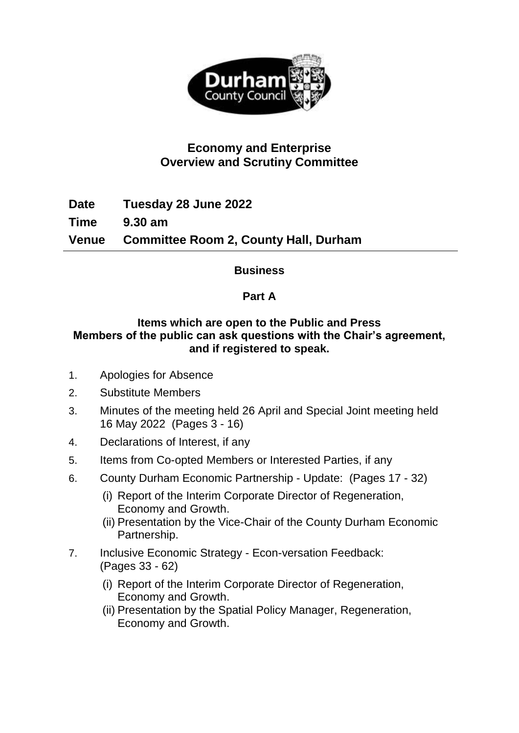# Economy and Enterprise Overview and Scrutiny Committee

**Date** Tuesday 28 June 2022

**Time** 9.30 am

**Venue** Committee Room 2, County Hall, Durham

---

## Business

### Part A

**Items which are open to the Public and Press**
**Members of the public can ask questions with the Chair's agreement, and if registered to speak.**

1. Apologies for Absence
2. Substitute Members
3. Minutes of the meeting held 26 April and Special Joint meeting held 16 May 2022 (Pages 3 - 16)
4. Declarations of Interest, if any
5. Items from Co-opted Members or Interested Parties, if any
6. County Durham Economic Partnership - Update: (Pages 17 - 32)
   (i) Report of the Interim Corporate Director of Regeneration, Economy and Growth.
   (ii) Presentation by the Vice-Chair of the County Durham Economic Partnership.
7. Inclusive Economic Strategy - Econ-versation Feedback: (Pages 33 - 62)
   (i) Report of the Interim Corporate Director of Regeneration, Economy and Growth.
   (ii) Presentation by the Spatial Policy Manager, Regeneration, Economy and Growth.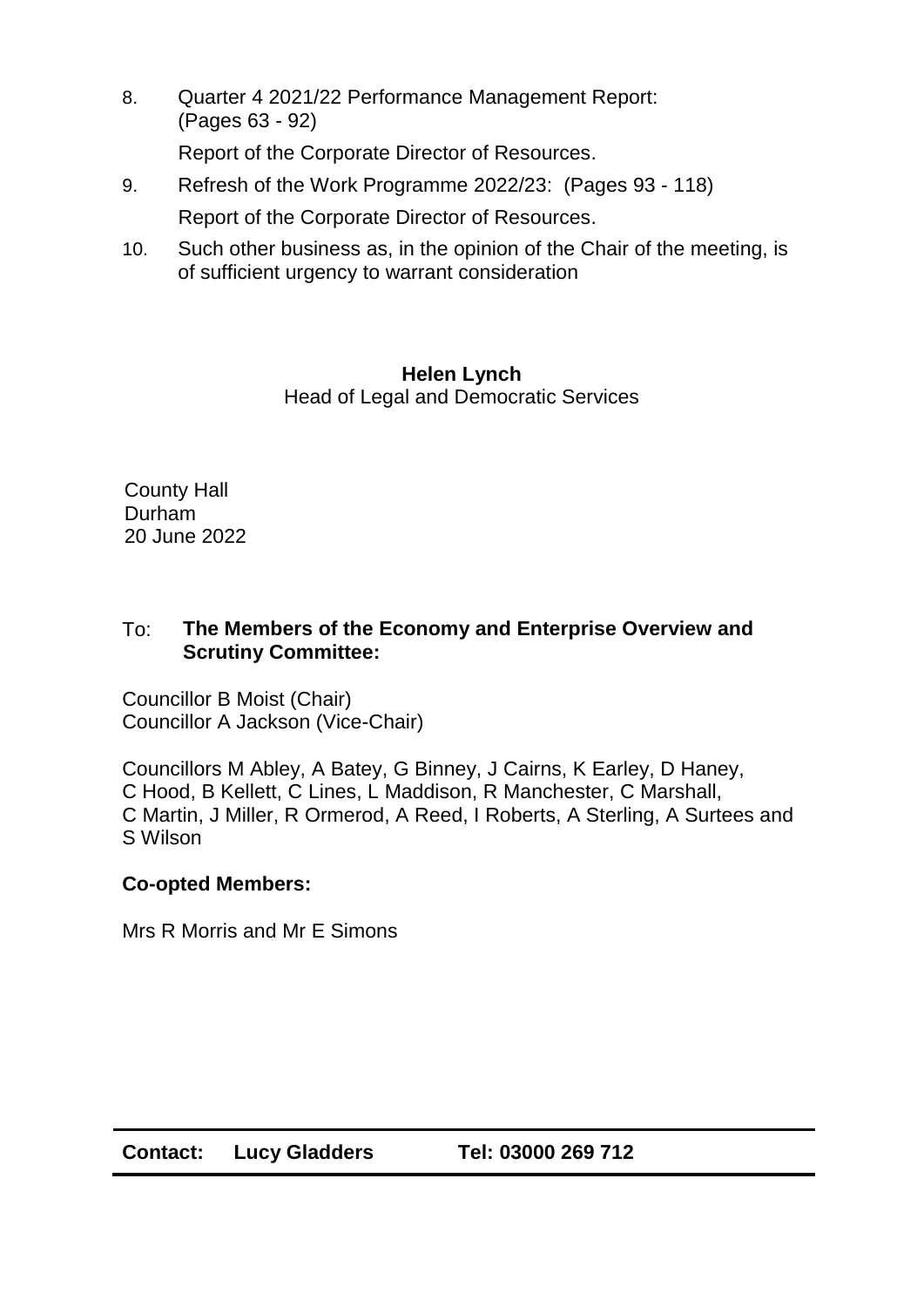8. Quarter 4 2021/22 Performance Management Report: (Pages 63 - 92)

   Report of the Corporate Director of Resources.

9. Refresh of the Work Programme 2022/23: (Pages 93 - 118)

   Report of the Corporate Director of Resources.

10. Such other business as, in the opinion of the Chair of the meeting, is of sufficient urgency to warrant consideration

**Helen Lynch**
Head of Legal and Democratic Services

County Hall
Durham
20 June 2022

To: **The Members of the Economy and Enterprise Overview and Scrutiny Committee:**

Councillor B Moist (Chair)
Councillor A Jackson (Vice-Chair)

Councillors M Abley, A Batey, G Binney, J Cairns, K Earley, D Haney, C Hood, B Kellett, C Lines, L Maddison, R Manchester, C Marshall, C Martin, J Miller, R Ormerod, A Reed, I Roberts, A Sterling, A Surtees and S Wilson

**Co-opted Members:**

Mrs R Morris and Mr E Simons

| | | |
|---|---|---|
| **Contact:** | **Lucy Gladders** | **Tel: 03000 269 712** |